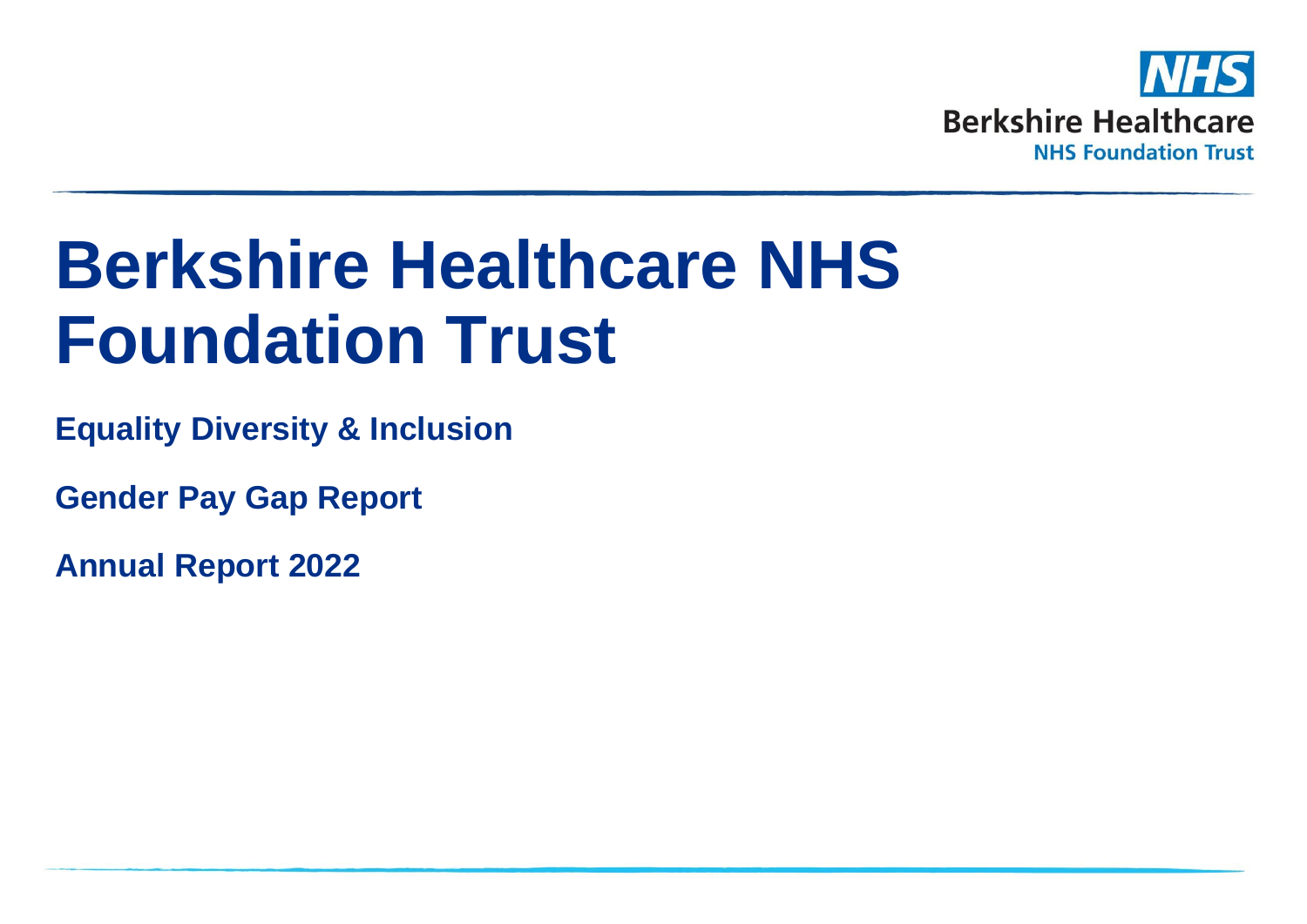NHS
Berkshire Healthcare
NHS Foundation Trust

# Berkshire Healthcare NHS Foundation Trust

**Equality Diversity & Inclusion**

**Gender Pay Gap Report**

**Annual Report 2022**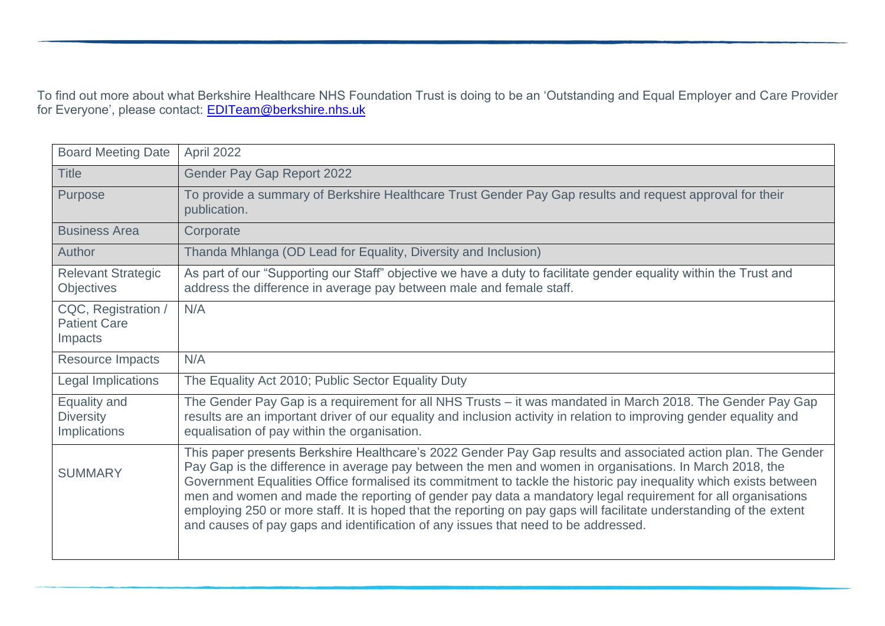To find out more about what Berkshire Healthcare NHS Foundation Trust is doing to be an 'Outstanding and Equal Employer and Care Provider for Everyone', please contact: [EDITeam@berkshire.nhs.uk](mailto:EDITeam@berkshire.nhs.uk)

| Board Meeting Date | April 2022 |
|---|---|
| Title | Gender Pay Gap Report 2022 |
| Purpose | To provide a summary of Berkshire Healthcare Trust Gender Pay Gap results and request approval for their publication. |
| Business Area | Corporate |
| Author | Thanda Mhlanga (OD Lead for Equality, Diversity and Inclusion) |
| Relevant Strategic Objectives | As part of our "Supporting our Staff" objective we have a duty to facilitate gender equality within the Trust and address the difference in average pay between male and female staff. |
| CQC, Registration / Patient Care Impacts | N/A |
| Resource Impacts | N/A |
| Legal Implications | The Equality Act 2010; Public Sector Equality Duty |
| Equality and Diversity Implications | The Gender Pay Gap is a requirement for all NHS Trusts – it was mandated in March 2018. The Gender Pay Gap results are an important driver of our equality and inclusion activity in relation to improving gender equality and equalisation of pay within the organisation. |
| SUMMARY | This paper presents Berkshire Healthcare's 2022 Gender Pay Gap results and associated action plan. The Gender Pay Gap is the difference in average pay between the men and women in organisations. In March 2018, the Government Equalities Office formalised its commitment to tackle the historic pay inequality which exists between men and women and made the reporting of gender pay data a mandatory legal requirement for all organisations employing 250 or more staff. It is hoped that the reporting on pay gaps will facilitate understanding of the extent and causes of pay gaps and identification of any issues that need to be addressed. |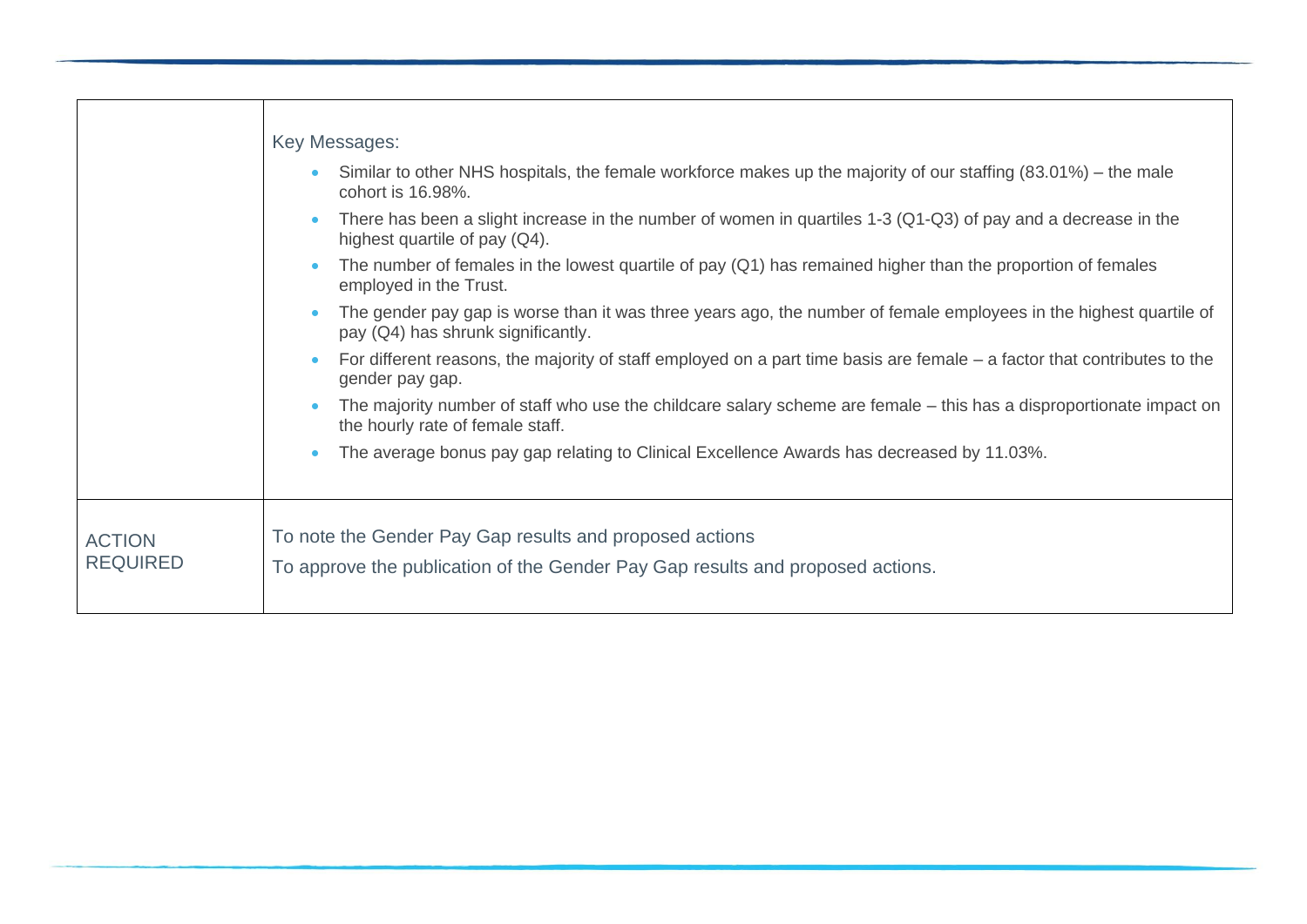|  | Key Messages:<br><ul><li>Similar to other NHS hospitals, the female workforce makes up the majority of our staffing (83.01%) – the male cohort is 16.98%.</li><li>There has been a slight increase in the number of women in quartiles 1-3 (Q1-Q3) of pay and a decrease in the highest quartile of pay (Q4).</li><li>The number of females in the lowest quartile of pay (Q1) has remained higher than the proportion of females employed in the Trust.</li><li>The gender pay gap is worse than it was three years ago, the number of female employees in the highest quartile of pay (Q4) has shrunk significantly.</li><li>For different reasons, the majority of staff employed on a part time basis are female – a factor that contributes to the gender pay gap.</li><li>The majority number of staff who use the childcare salary scheme are female – this has a disproportionate impact on the hourly rate of female staff.</li><li>The average bonus pay gap relating to Clinical Excellence Awards has decreased by 11.03%.</li></ul> |
|---|---|
| ACTION REQUIRED | To note the Gender Pay Gap results and proposed actions<br>To approve the publication of the Gender Pay Gap results and proposed actions. |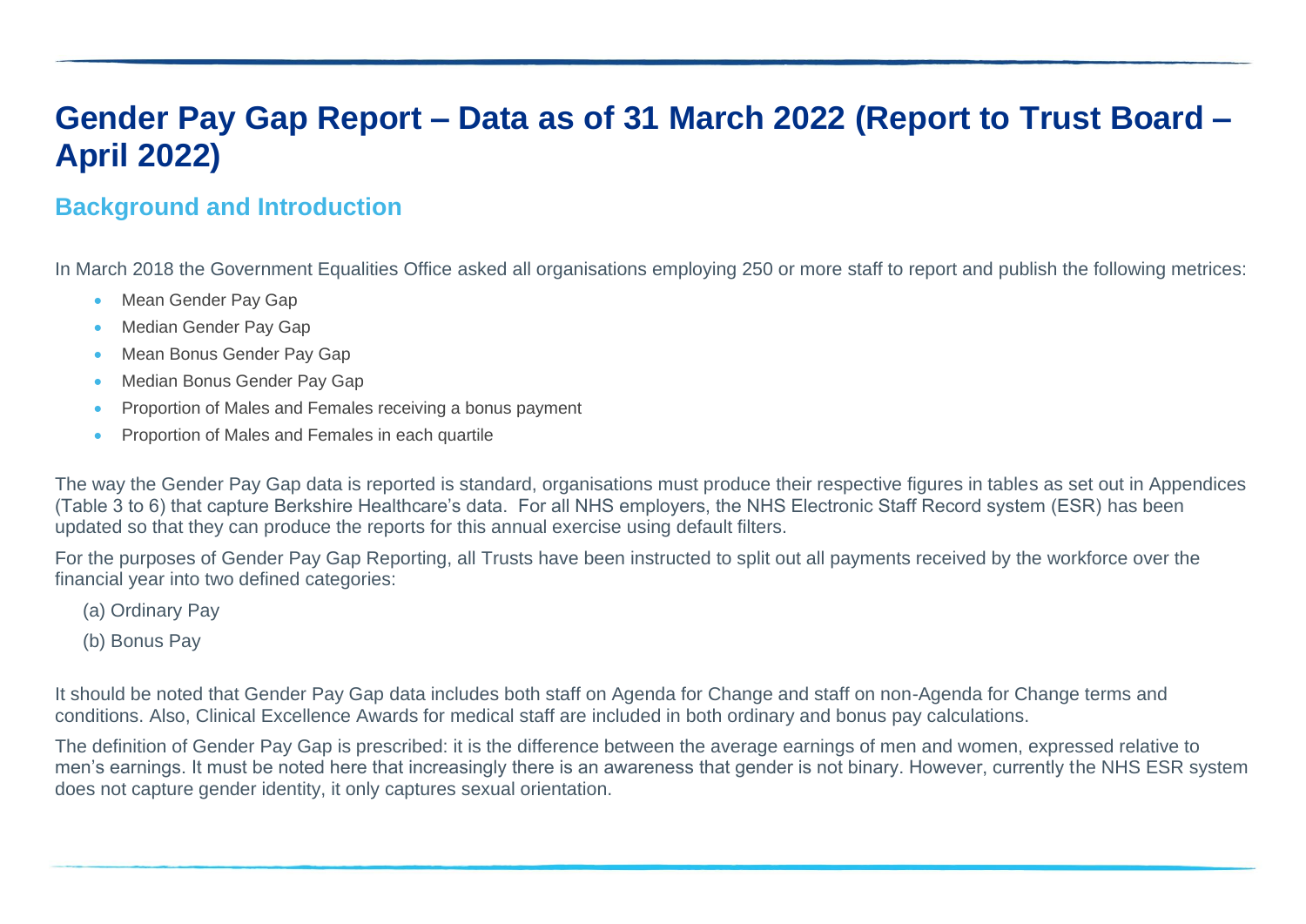# Gender Pay Gap Report – Data as of 31 March 2022 (Report to Trust Board – April 2022)

## Background and Introduction

In March 2018 the Government Equalities Office asked all organisations employing 250 or more staff to report and publish the following metrices:

- Mean Gender Pay Gap
- Median Gender Pay Gap
- Mean Bonus Gender Pay Gap
- Median Bonus Gender Pay Gap
- Proportion of Males and Females receiving a bonus payment
- Proportion of Males and Females in each quartile

The way the Gender Pay Gap data is reported is standard, organisations must produce their respective figures in tables as set out in Appendices (Table 3 to 6) that capture Berkshire Healthcare's data. For all NHS employers, the NHS Electronic Staff Record system (ESR) has been updated so that they can produce the reports for this annual exercise using default filters.

For the purposes of Gender Pay Gap Reporting, all Trusts have been instructed to split out all payments received by the workforce over the financial year into two defined categories:

(a) Ordinary Pay

(b) Bonus Pay

It should be noted that Gender Pay Gap data includes both staff on Agenda for Change and staff on non-Agenda for Change terms and conditions. Also, Clinical Excellence Awards for medical staff are included in both ordinary and bonus pay calculations.

The definition of Gender Pay Gap is prescribed: it is the difference between the average earnings of men and women, expressed relative to men's earnings. It must be noted here that increasingly there is an awareness that gender is not binary. However, currently the NHS ESR system does not capture gender identity, it only captures sexual orientation.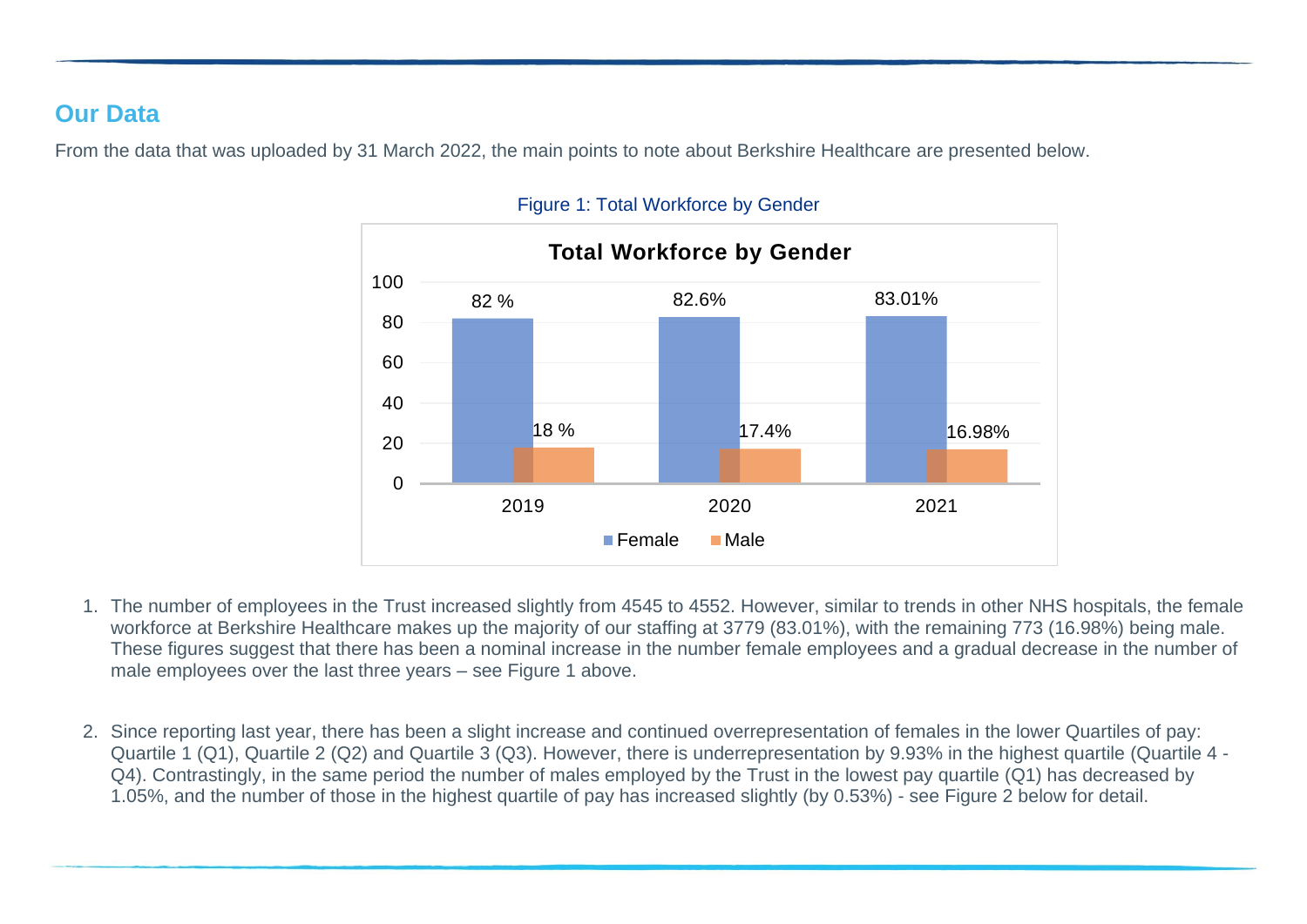## Our Data

From the data that was uploaded by 31 March 2022, the main points to note about Berkshire Healthcare are presented below.

Figure 1: Total Workforce by Gender

| | 2019 | 2020 | 2021 |
|---|---|---|---|
| Female | 82 % | 82.6% | 83.01% |
| Male | 18 % | 17.4% | 16.98% |

1. The number of employees in the Trust increased slightly from 4545 to 4552. However, similar to trends in other NHS hospitals, the female workforce at Berkshire Healthcare makes up the majority of our staffing at 3779 (83.01%), with the remaining 773 (16.98%) being male. These figures suggest that there has been a nominal increase in the number female employees and a gradual decrease in the number of male employees over the last three years – see Figure 1 above.

2. Since reporting last year, there has been a slight increase and continued overrepresentation of females in the lower Quartiles of pay: Quartile 1 (Q1), Quartile 2 (Q2) and Quartile 3 (Q3). However, there is underrepresentation by 9.93% in the highest quartile (Quartile 4 - Q4). Contrastingly, in the same period the number of males employed by the Trust in the lowest pay quartile (Q1) has decreased by 1.05%, and the number of those in the highest quartile of pay has increased slightly (by 0.53%) - see Figure 2 below for detail.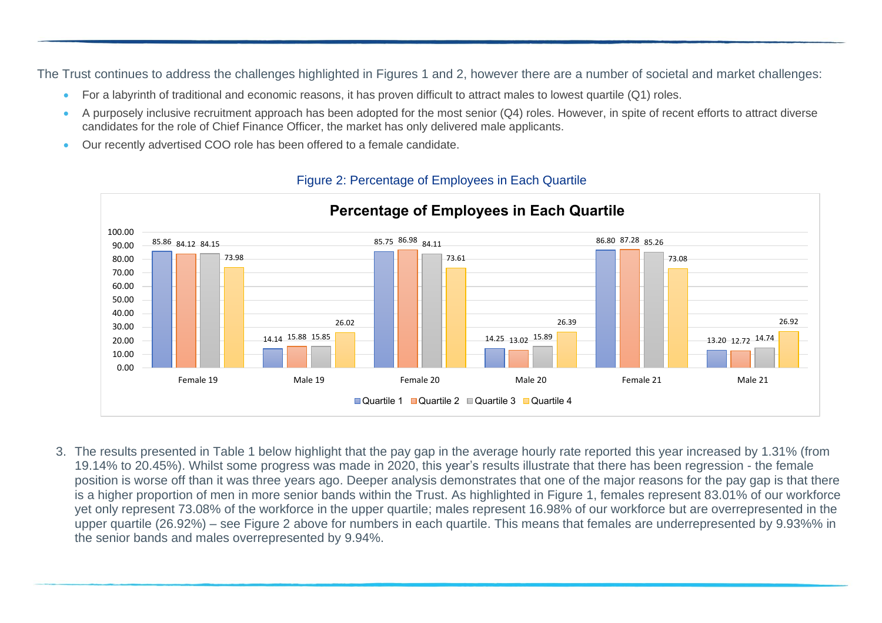The Trust continues to address the challenges highlighted in Figures 1 and 2, however there are a number of societal and market challenges:

- For a labyrinth of traditional and economic reasons, it has proven difficult to attract males to lowest quartile (Q1) roles.
- A purposely inclusive recruitment approach has been adopted for the most senior (Q4) roles. However, in spite of recent efforts to attract diverse candidates for the role of Chief Finance Officer, the market has only delivered male applicants.
- Our recently advertised COO role has been offered to a female candidate.

Figure 2: Percentage of Employees in Each Quartile

**Percentage of Employees in Each Quartile**

| | Quartile 1 | Quartile 2 | Quartile 3 | Quartile 4 |
|---|---|---|---|---|
| Female 19 | 85.86 | 84.12 | 84.15 | 73.98 |
| Male 19 | 14.14 | 15.88 | 15.85 | 26.02 |
| Female 20 | 85.75 | 86.98 | 84.11 | 73.61 |
| Male 20 | 14.25 | 13.02 | 15.89 | 26.39 |
| Female 21 | 86.80 | 87.28 | 85.26 | 73.08 |
| Male 21 | 13.20 | 12.72 | 14.74 | 26.92 |

3. The results presented in Table 1 below highlight that the pay gap in the average hourly rate reported this year increased by 1.31% (from 19.14% to 20.45%). Whilst some progress was made in 2020, this year's results illustrate that there has been regression - the female position is worse off than it was three years ago. Deeper analysis demonstrates that one of the major reasons for the pay gap is that there is a higher proportion of men in more senior bands within the Trust. As highlighted in Figure 1, females represent 83.01% of our workforce yet only represent 73.08% of the workforce in the upper quartile; males represent 16.98% of our workforce but are overrepresented in the upper quartile (26.92%) – see Figure 2 above for numbers in each quartile. This means that females are underrepresented by 9.93%% in the senior bands and males overrepresented by 9.94%.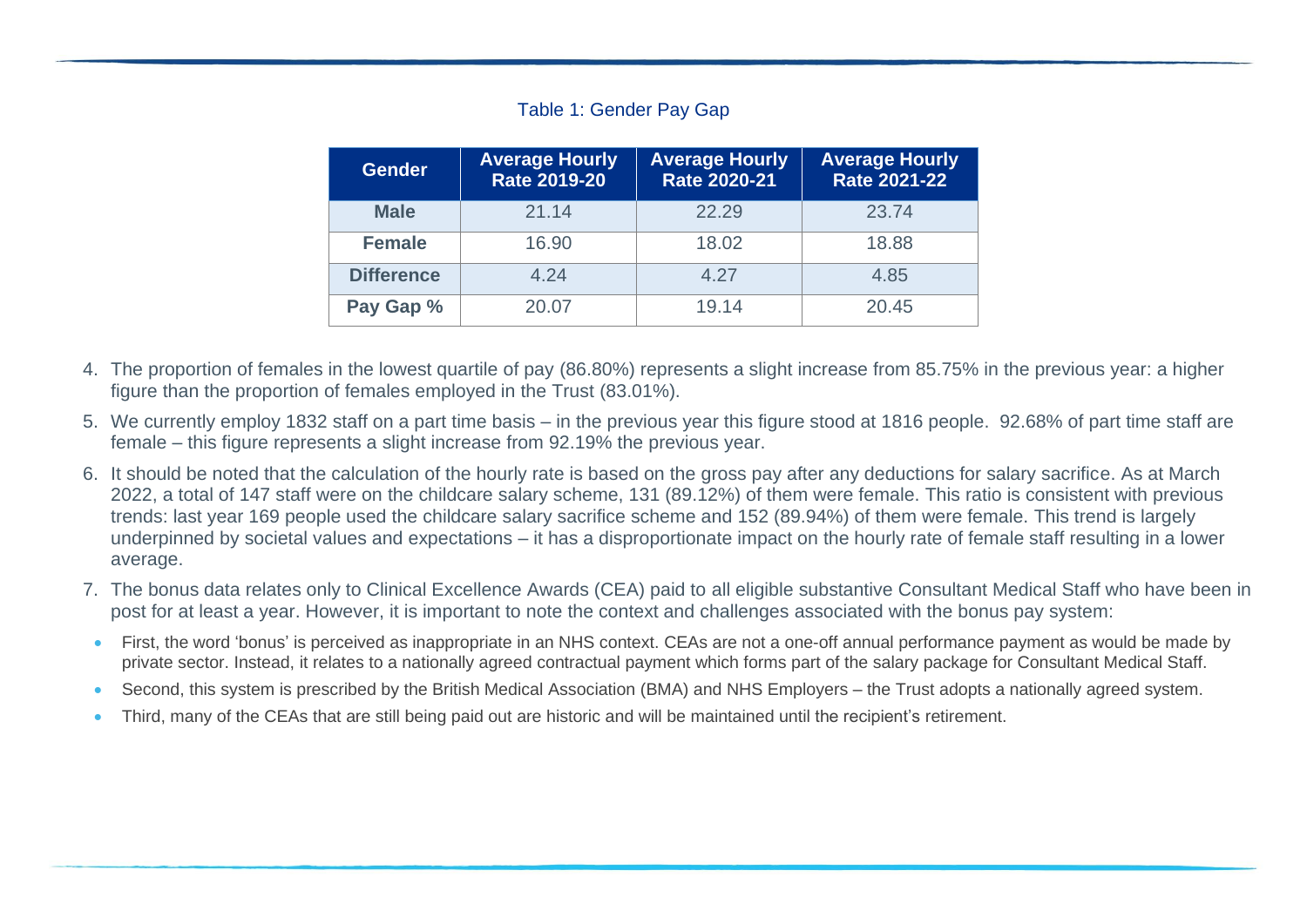Table 1: Gender Pay Gap

| Gender | Average Hourly Rate 2019-20 | Average Hourly Rate 2020-21 | Average Hourly Rate 2021-22 |
|---|---|---|---|
| **Male** | 21.14 | 22.29 | 23.74 |
| **Female** | 16.90 | 18.02 | 18.88 |
| **Difference** | 4.24 | 4.27 | 4.85 |
| **Pay Gap %** | 20.07 | 19.14 | 20.45 |

4. The proportion of females in the lowest quartile of pay (86.80%) represents a slight increase from 85.75% in the previous year: a higher figure than the proportion of females employed in the Trust (83.01%).
5. We currently employ 1832 staff on a part time basis – in the previous year this figure stood at 1816 people. 92.68% of part time staff are female – this figure represents a slight increase from 92.19% the previous year.
6. It should be noted that the calculation of the hourly rate is based on the gross pay after any deductions for salary sacrifice. As at March 2022, a total of 147 staff were on the childcare salary scheme, 131 (89.12%) of them were female. This ratio is consistent with previous trends: last year 169 people used the childcare salary sacrifice scheme and 152 (89.94%) of them were female. This trend is largely underpinned by societal values and expectations – it has a disproportionate impact on the hourly rate of female staff resulting in a lower average.
7. The bonus data relates only to Clinical Excellence Awards (CEA) paid to all eligible substantive Consultant Medical Staff who have been in post for at least a year. However, it is important to note the context and challenges associated with the bonus pay system:
   - First, the word 'bonus' is perceived as inappropriate in an NHS context. CEAs are not a one-off annual performance payment as would be made by private sector. Instead, it relates to a nationally agreed contractual payment which forms part of the salary package for Consultant Medical Staff.
   - Second, this system is prescribed by the British Medical Association (BMA) and NHS Employers – the Trust adopts a nationally agreed system.
   - Third, many of the CEAs that are still being paid out are historic and will be maintained until the recipient's retirement.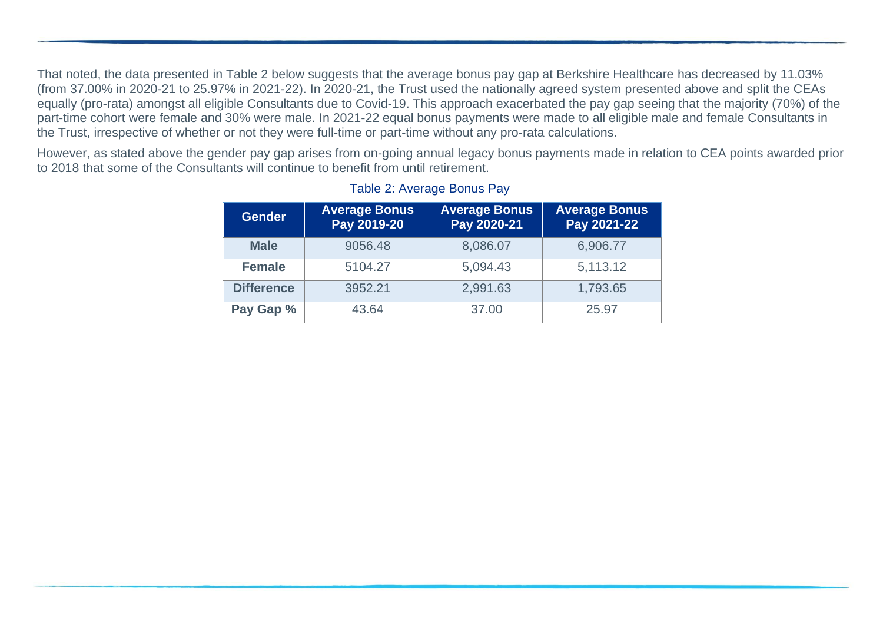That noted, the data presented in Table 2 below suggests that the average bonus pay gap at Berkshire Healthcare has decreased by 11.03% (from 37.00% in 2020-21 to 25.97% in 2021-22). In 2020-21, the Trust used the nationally agreed system presented above and split the CEAs equally (pro-rata) amongst all eligible Consultants due to Covid-19. This approach exacerbated the pay gap seeing that the majority (70%) of the part-time cohort were female and 30% were male. In 2021-22 equal bonus payments were made to all eligible male and female Consultants in the Trust, irrespective of whether or not they were full-time or part-time without any pro-rata calculations.

However, as stated above the gender pay gap arises from on-going annual legacy bonus payments made in relation to CEA points awarded prior to 2018 that some of the Consultants will continue to benefit from until retirement.

Table 2: Average Bonus Pay

| Gender | Average Bonus Pay 2019-20 | Average Bonus Pay 2020-21 | Average Bonus Pay 2021-22 |
|---|---|---|---|
| **Male** | 9056.48 | 8,086.07 | 6,906.77 |
| **Female** | 5104.27 | 5,094.43 | 5,113.12 |
| **Difference** | 3952.21 | 2,991.63 | 1,793.65 |
| **Pay Gap %** | 43.64 | 37.00 | 25.97 |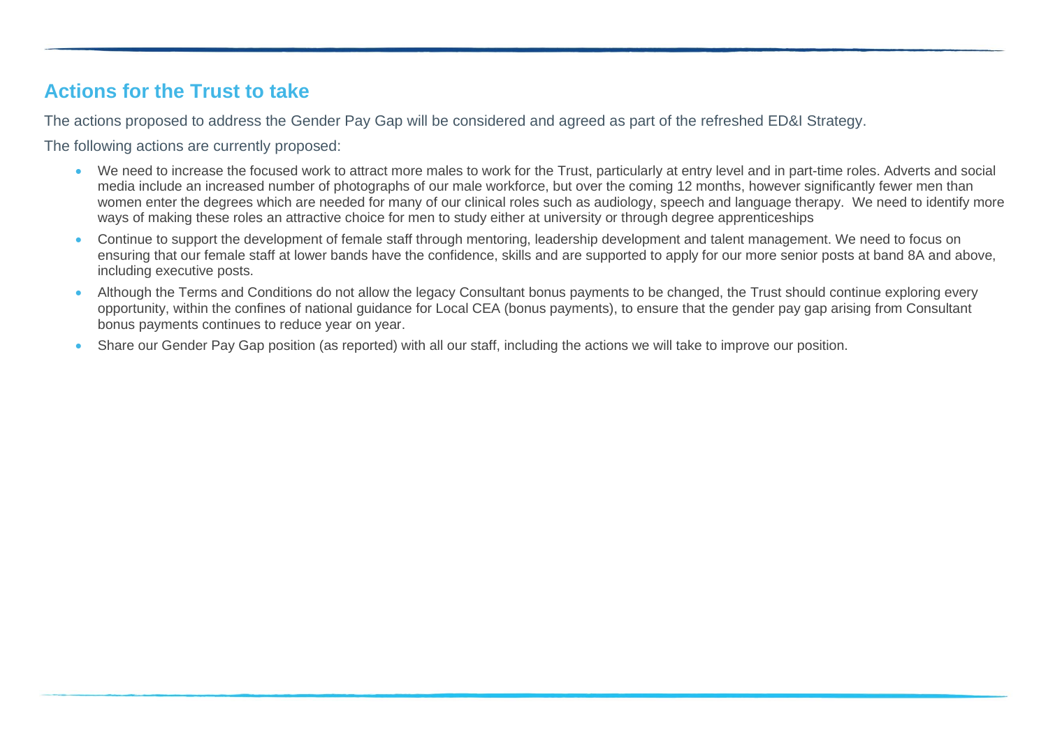## Actions for the Trust to take

The actions proposed to address the Gender Pay Gap will be considered and agreed as part of the refreshed ED&I Strategy.

The following actions are currently proposed:

- We need to increase the focused work to attract more males to work for the Trust, particularly at entry level and in part-time roles. Adverts and social media include an increased number of photographs of our male workforce, but over the coming 12 months, however significantly fewer men than women enter the degrees which are needed for many of our clinical roles such as audiology, speech and language therapy. We need to identify more ways of making these roles an attractive choice for men to study either at university or through degree apprenticeships
- Continue to support the development of female staff through mentoring, leadership development and talent management. We need to focus on ensuring that our female staff at lower bands have the confidence, skills and are supported to apply for our more senior posts at band 8A and above, including executive posts.
- Although the Terms and Conditions do not allow the legacy Consultant bonus payments to be changed, the Trust should continue exploring every opportunity, within the confines of national guidance for Local CEA (bonus payments), to ensure that the gender pay gap arising from Consultant bonus payments continues to reduce year on year.
- Share our Gender Pay Gap position (as reported) with all our staff, including the actions we will take to improve our position.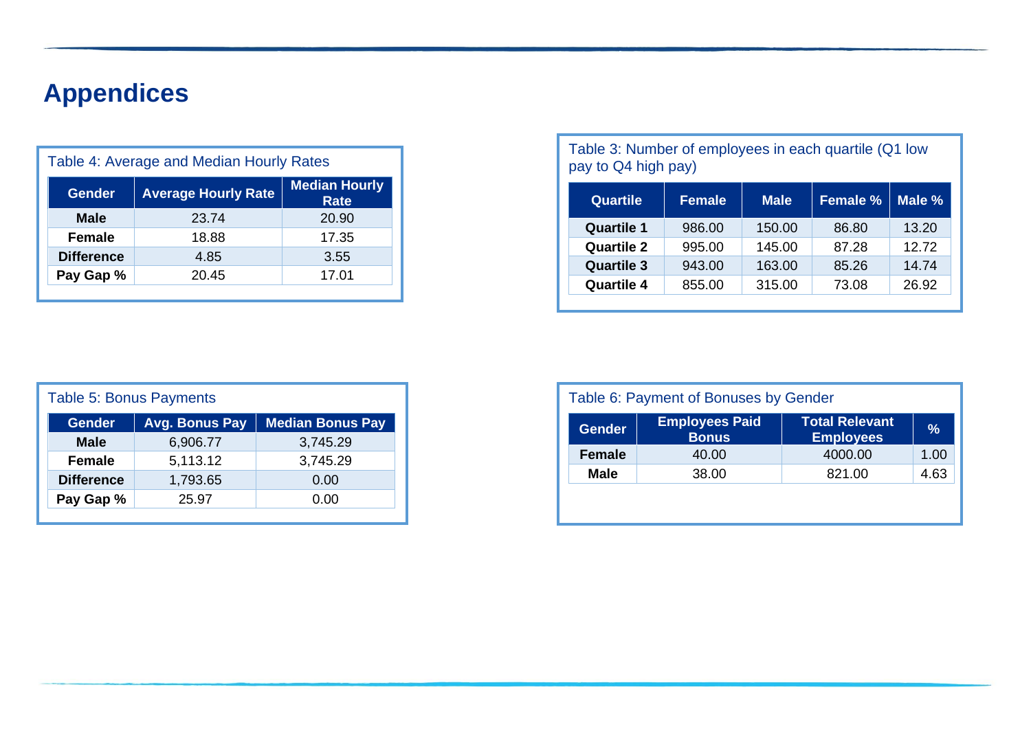# Appendices

Table 4: Average and Median Hourly Rates

| Gender | Average Hourly Rate | Median Hourly Rate |
|---|---|---|
| Male | 23.74 | 20.90 |
| Female | 18.88 | 17.35 |
| Difference | 4.85 | 3.55 |
| Pay Gap % | 20.45 | 17.01 |

Table 3: Number of employees in each quartile (Q1 low pay to Q4 high pay)

| Quartile | Female | Male | Female % | Male % |
|---|---|---|---|---|
| Quartile 1 | 986.00 | 150.00 | 86.80 | 13.20 |
| Quartile 2 | 995.00 | 145.00 | 87.28 | 12.72 |
| Quartile 3 | 943.00 | 163.00 | 85.26 | 14.74 |
| Quartile 4 | 855.00 | 315.00 | 73.08 | 26.92 |

Table 5: Bonus Payments

| Gender | Avg. Bonus Pay | Median Bonus Pay |
|---|---|---|
| Male | 6,906.77 | 3,745.29 |
| Female | 5,113.12 | 3,745.29 |
| Difference | 1,793.65 | 0.00 |
| Pay Gap % | 25.97 | 0.00 |

Table 6: Payment of Bonuses by Gender

| Gender | Employees Paid Bonus | Total Relevant Employees | % |
|---|---|---|---|
| Female | 40.00 | 4000.00 | 1.00 |
| Male | 38.00 | 821.00 | 4.63 |